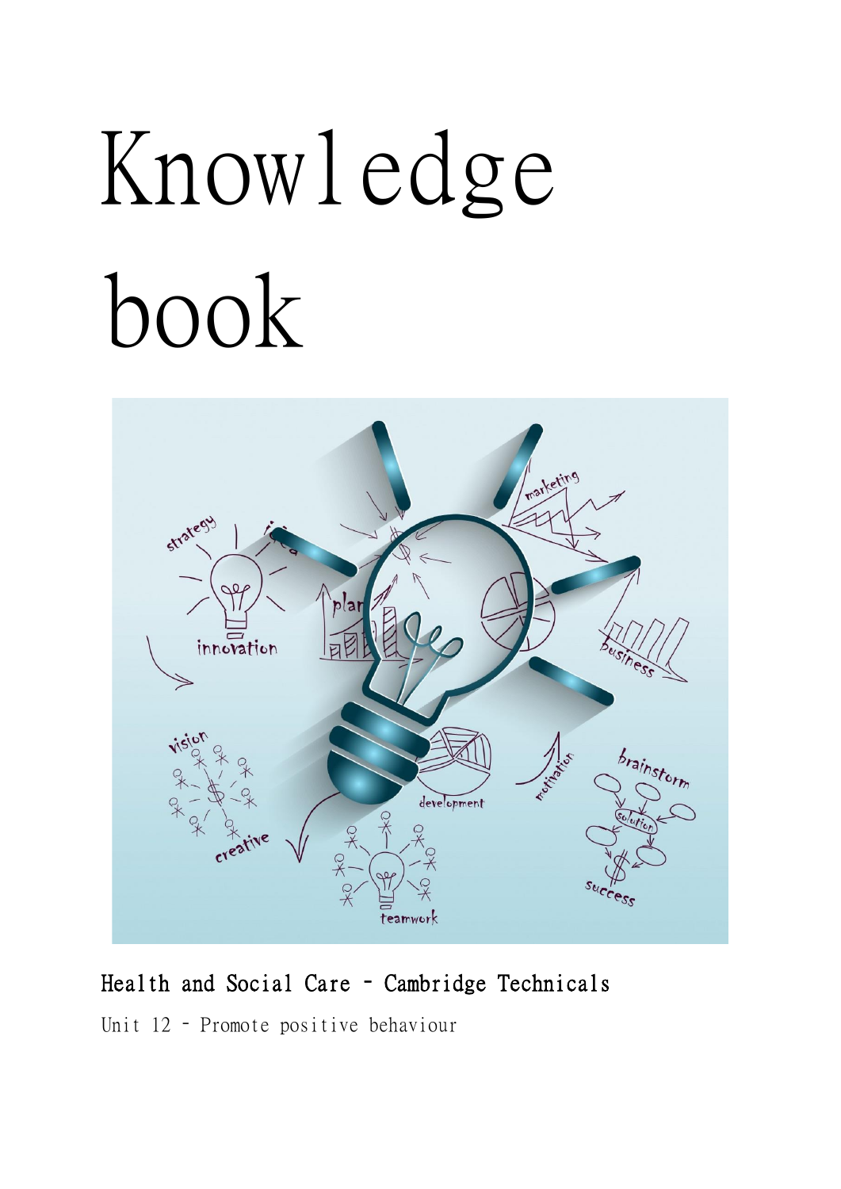# Knowledge book

**Health and Social Care – Cambridge Technicals**

Unit 12 – Promote positive behaviour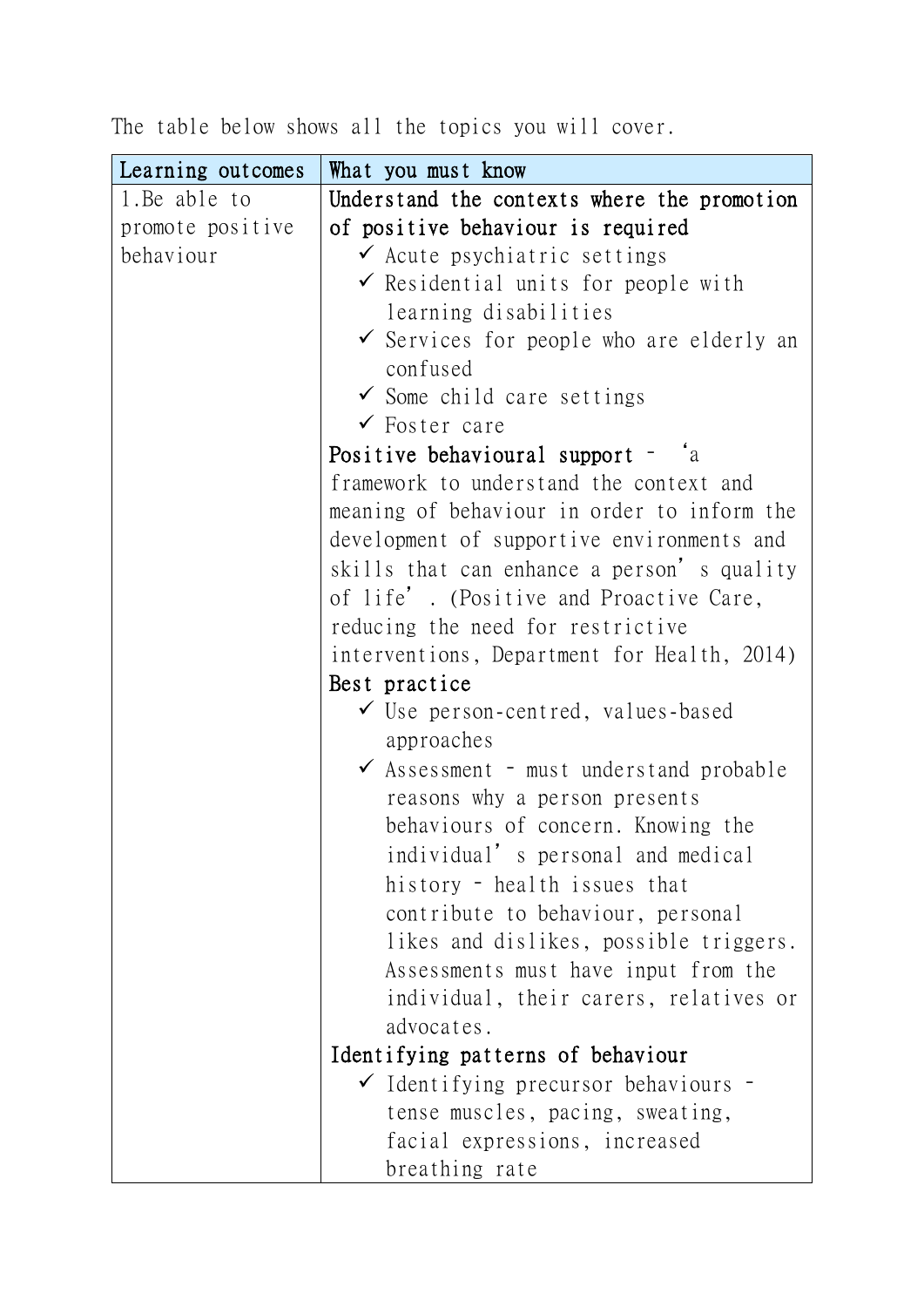The table below shows all the topics you will cover.

| Learning outcomes | What you must know |
|---|---|
| 1.Be able to promote positive behaviour | **Understand the contexts where the promotion of positive behaviour is required**<br>✓ Acute psychiatric settings<br>✓ Residential units for people with learning disabilities<br>✓ Services for people who are elderly an confused<br>✓ Some child care settings<br>✓ Foster care<br>**Positive behavioural support** – 'a framework to understand the context and meaning of behaviour in order to inform the development of supportive environments and skills that can enhance a person's quality of life'. (Positive and Proactive Care, reducing the need for restrictive interventions, Department for Health, 2014)<br>**Best practice**<br>✓ Use person-centred, values-based approaches<br>✓ Assessment – must understand probable reasons why a person presents behaviours of concern. Knowing the individual's personal and medical history – health issues that contribute to behaviour, personal likes and dislikes, possible triggers. Assessments must have input from the individual, their carers, relatives or advocates.<br>**Identifying patterns of behaviour**<br>✓ Identifying precursor behaviours – tense muscles, pacing, sweating, facial expressions, increased breathing rate |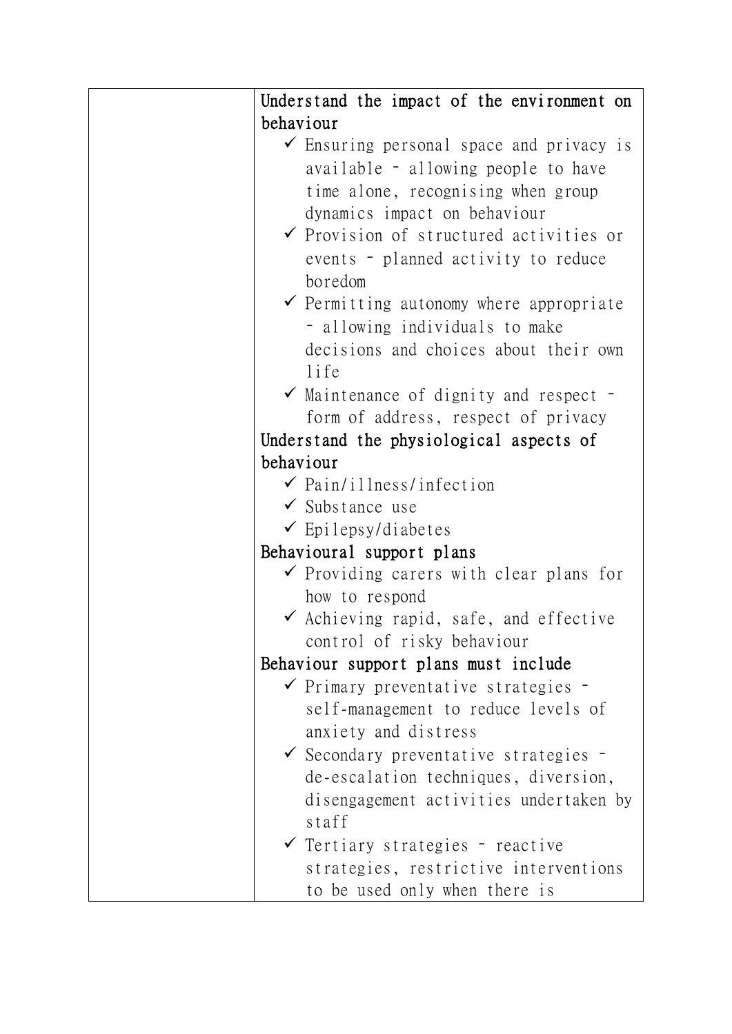| | Understand the impact of the environment on behaviour<br>✓ Ensuring personal space and privacy is available – allowing people to have time alone, recognising when group dynamics impact on behaviour<br>✓ Provision of structured activities or events – planned activity to reduce boredom<br>✓ Permitting autonomy where appropriate – allowing individuals to make decisions and choices about their own life<br>✓ Maintenance of dignity and respect – form of address, respect of privacy<br>Understand the physiological aspects of behaviour<br>✓ Pain/illness/infection<br>✓ Substance use<br>✓ Epilepsy/diabetes<br>Behavioural support plans<br>✓ Providing carers with clear plans for how to respond<br>✓ Achieving rapid, safe, and effective control of risky behaviour<br>Behaviour support plans must include<br>✓ Primary preventative strategies – self-management to reduce levels of anxiety and distress<br>✓ Secondary preventative strategies – de-escalation techniques, diversion, disengagement activities undertaken by staff<br>✓ Tertiary strategies – reactive strategies, restrictive interventions to be used only when there is |
|---|---|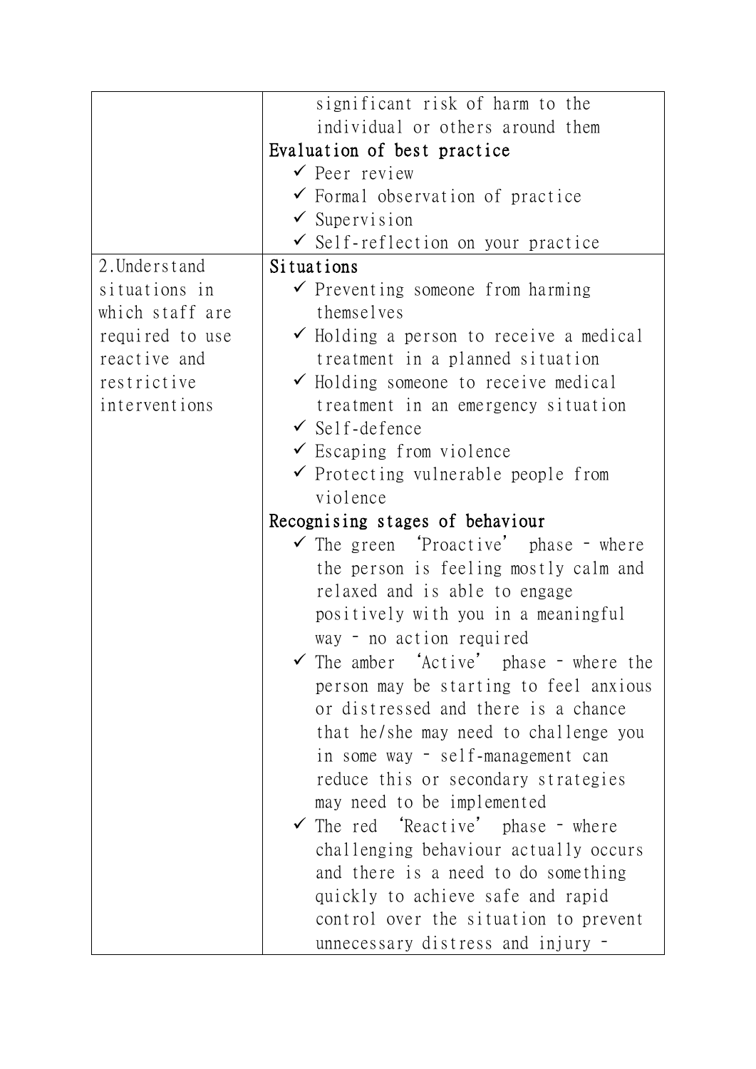| | |
|---|---|
| | significant risk of harm to the individual or others around them<br>**Evaluation of best practice**<br>✓ Peer review<br>✓ Formal observation of practice<br>✓ Supervision<br>✓ Self-reflection on your practice |
| 2. Understand situations in which staff are required to use reactive and restrictive interventions | **Situations**<br>✓ Preventing someone from harming themselves<br>✓ Holding a person to receive a medical treatment in a planned situation<br>✓ Holding someone to receive medical treatment in an emergency situation<br>✓ Self-defence<br>✓ Escaping from violence<br>✓ Protecting vulnerable people from violence<br>**Recognising stages of behaviour**<br>✓ The green 'Proactive' phase – where the person is feeling mostly calm and relaxed and is able to engage positively with you in a meaningful way – no action required<br>✓ The amber 'Active' phase – where the person may be starting to feel anxious or distressed and there is a chance that he/she may need to challenge you in some way – self-management can reduce this or secondary strategies may need to be implemented<br>✓ The red 'Reactive' phase – where challenging behaviour actually occurs and there is a need to do something quickly to achieve safe and rapid control over the situation to prevent unnecessary distress and injury – |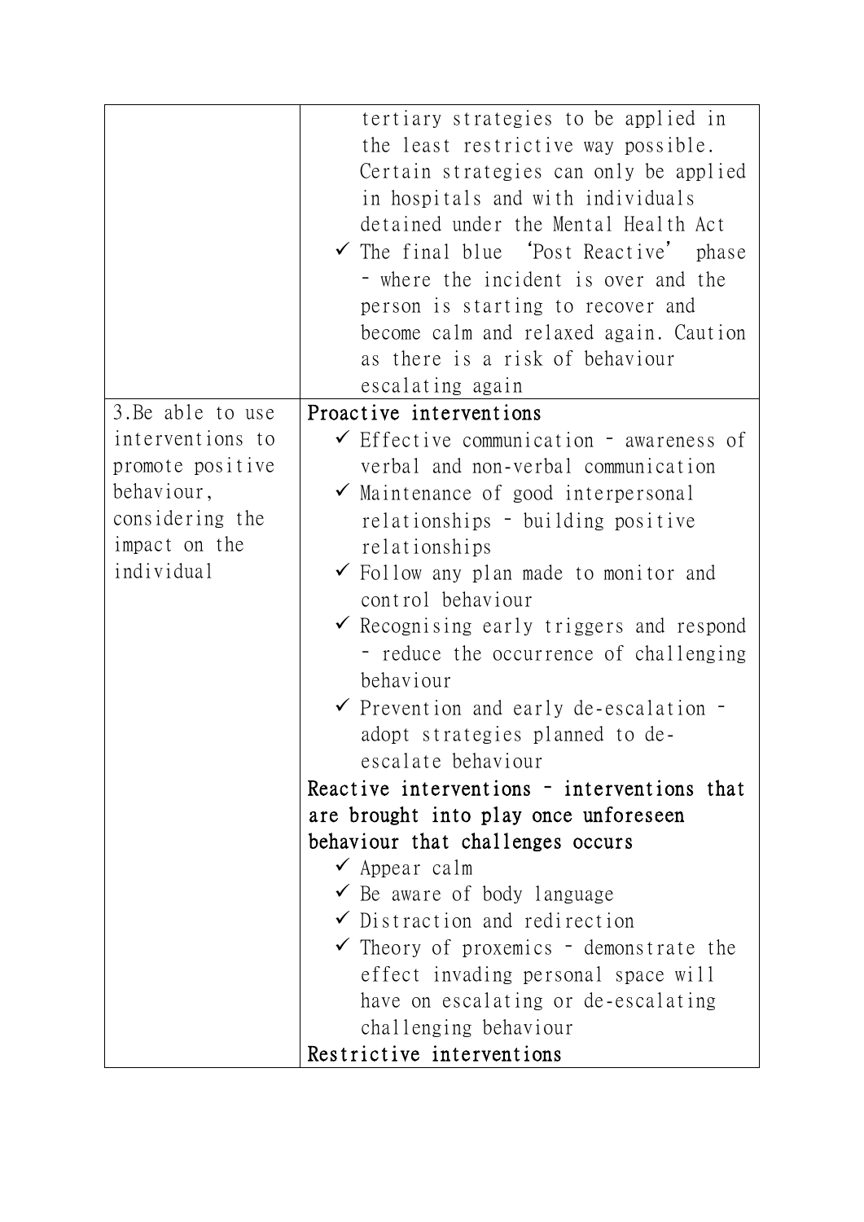| | |
|---|---|
| | tertiary strategies to be applied in the least restrictive way possible. Certain strategies can only be applied in hospitals and with individuals detained under the Mental Health Act<br>✓ The final blue 'Post Reactive' phase – where the incident is over and the person is starting to recover and become calm and relaxed again. Caution as there is a risk of behaviour escalating again |
| 3.Be able to use interventions to promote positive behaviour, considering the impact on the individual | Proactive interventions<br>✓ Effective communication – awareness of verbal and non-verbal communication<br>✓ Maintenance of good interpersonal relationships – building positive relationships<br>✓ Follow any plan made to monitor and control behaviour<br>✓ Recognising early triggers and respond – reduce the occurrence of challenging behaviour<br>✓ Prevention and early de-escalation – adopt strategies planned to de-escalate behaviour<br>Reactive interventions – interventions that are brought into play once unforeseen behaviour that challenges occurs<br>✓ Appear calm<br>✓ Be aware of body language<br>✓ Distraction and redirection<br>✓ Theory of proxemics – demonstrate the effect invading personal space will have on escalating or de-escalating challenging behaviour<br>Restrictive interventions |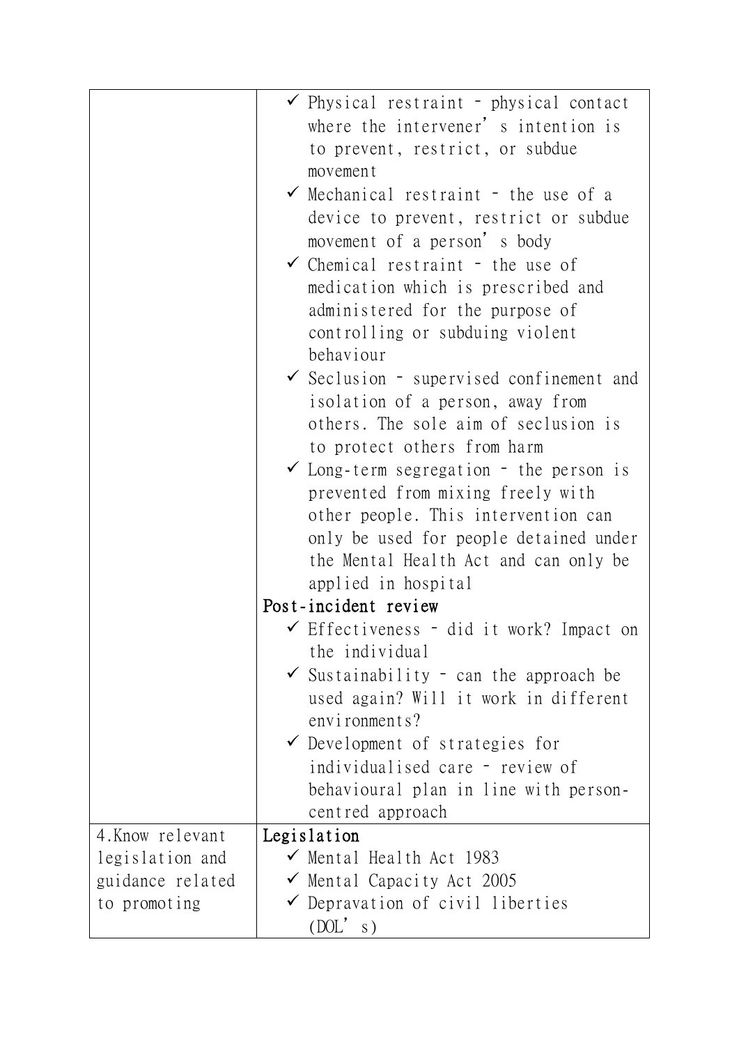| | |
|---|---|
| | ✓ Physical restraint – physical contact where the intervener's intention is to prevent, restrict, or subdue movement<br>✓ Mechanical restraint – the use of a device to prevent, restrict or subdue movement of a person's body<br>✓ Chemical restraint – the use of medication which is prescribed and administered for the purpose of controlling or subduing violent behaviour<br>✓ Seclusion – supervised confinement and isolation of a person, away from others. The sole aim of seclusion is to protect others from harm<br>✓ Long-term segregation – the person is prevented from mixing freely with other people. This intervention can only be used for people detained under the Mental Health Act and can only be applied in hospital<br>**Post-incident review**<br>✓ Effectiveness – did it work? Impact on the individual<br>✓ Sustainability – can the approach be used again? Will it work in different environments?<br>✓ Development of strategies for individualised care – review of behavioural plan in line with person-centred approach |
| 4.Know relevant legislation and guidance related to promoting | **Legislation**<br>✓ Mental Health Act 1983<br>✓ Mental Capacity Act 2005<br>✓ Depravation of civil liberties (DOL's) |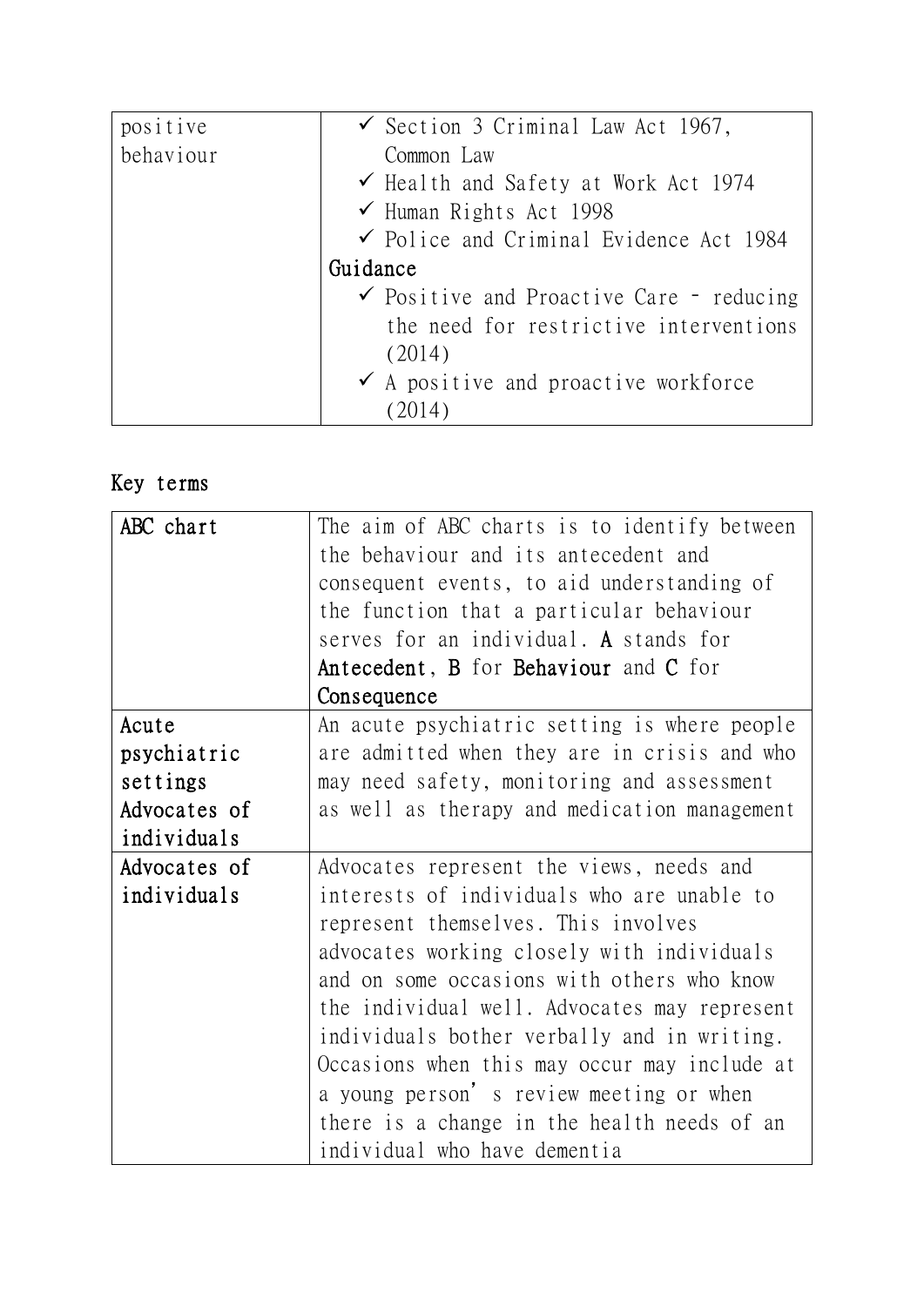| | |
|---|---|
| positive behaviour | ✓ Section 3 Criminal Law Act 1967, Common Law<br>✓ Health and Safety at Work Act 1974<br>✓ Human Rights Act 1998<br>✓ Police and Criminal Evidence Act 1984<br>Guidance<br>✓ Positive and Proactive Care – reducing the need for restrictive interventions (2014)<br>✓ A positive and proactive workforce (2014) |

## Key terms

| | |
|---|---|
| ABC chart | The aim of ABC charts is to identify between the behaviour and its antecedent and consequent events, to aid understanding of the function that a particular behaviour serves for an individual. **A** stands for **Antecedent**, **B** for **Behaviour** and **C** for **Consequence** |
| Acute psychiatric settings Advocates of individuals | An acute psychiatric setting is where people are admitted when they are in crisis and who may need safety, monitoring and assessment as well as therapy and medication management |
| Advocates of individuals | Advocates represent the views, needs and interests of individuals who are unable to represent themselves. This involves advocates working closely with individuals and on some occasions with others who know the individual well. Advocates may represent individuals bother verbally and in writing. Occasions when this may occur may include at a young person's review meeting or when there is a change in the health needs of an individual who have dementia |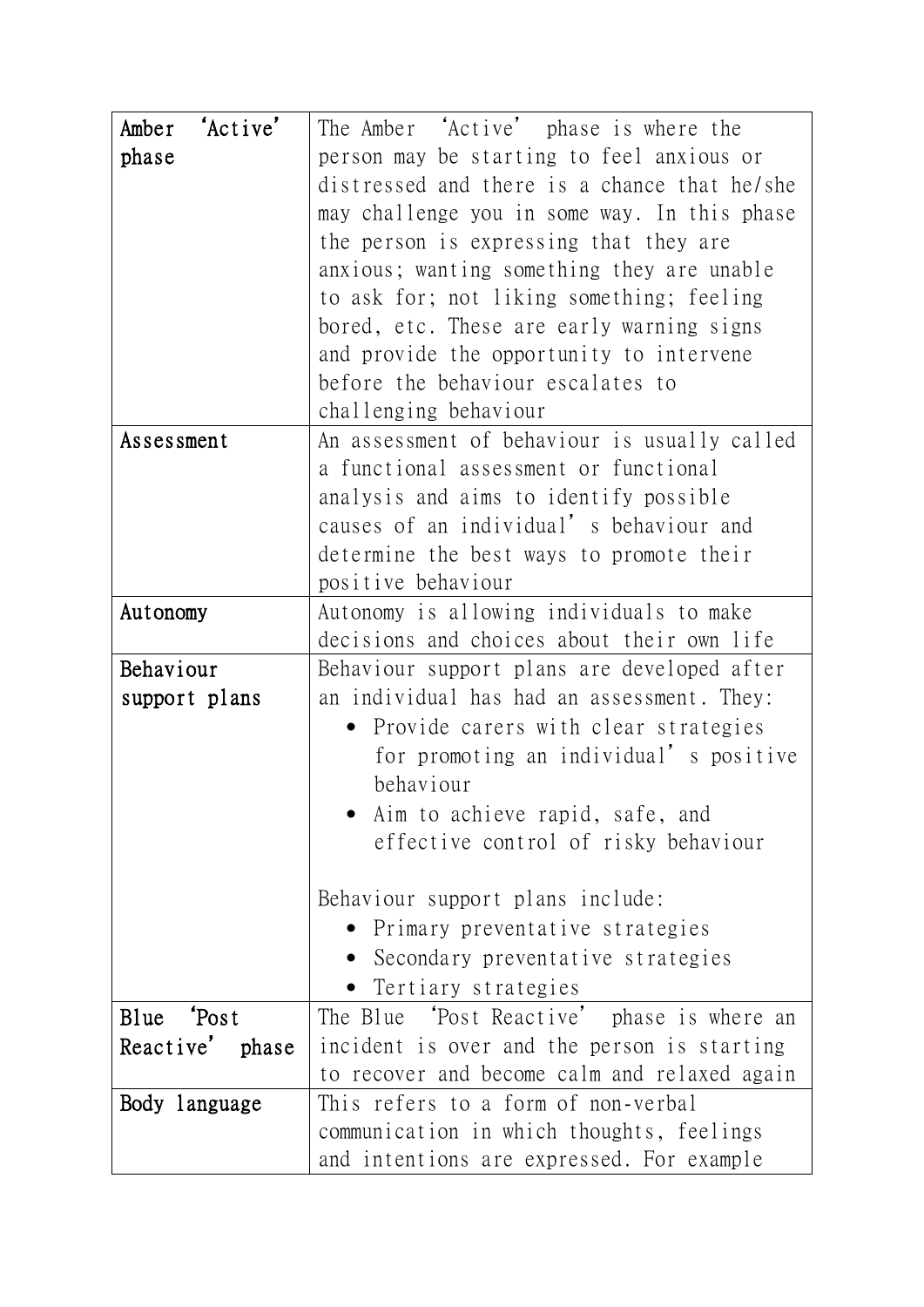| | |
|---|---|
| Amber 'Active' phase | The Amber 'Active' phase is where the person may be starting to feel anxious or distressed and there is a chance that he/she may challenge you in some way. In this phase the person is expressing that they are anxious; wanting something they are unable to ask for; not liking something; feeling bored, etc. These are early warning signs and provide the opportunity to intervene before the behaviour escalates to challenging behaviour |
| Assessment | An assessment of behaviour is usually called a functional assessment or functional analysis and aims to identify possible causes of an individual's behaviour and determine the best ways to promote their positive behaviour |
| Autonomy | Autonomy is allowing individuals to make decisions and choices about their own life |
| Behaviour support plans | Behaviour support plans are developed after an individual has had an assessment. They:<br>• Provide carers with clear strategies for promoting an individual's positive behaviour<br>• Aim to achieve rapid, safe, and effective control of risky behaviour<br><br>Behaviour support plans include:<br>• Primary preventative strategies<br>• Secondary preventative strategies<br>• Tertiary strategies |
| Blue 'Post Reactive' phase | The Blue 'Post Reactive' phase is where an incident is over and the person is starting to recover and become calm and relaxed again |
| Body language | This refers to a form of non-verbal communication in which thoughts, feelings and intentions are expressed. For example |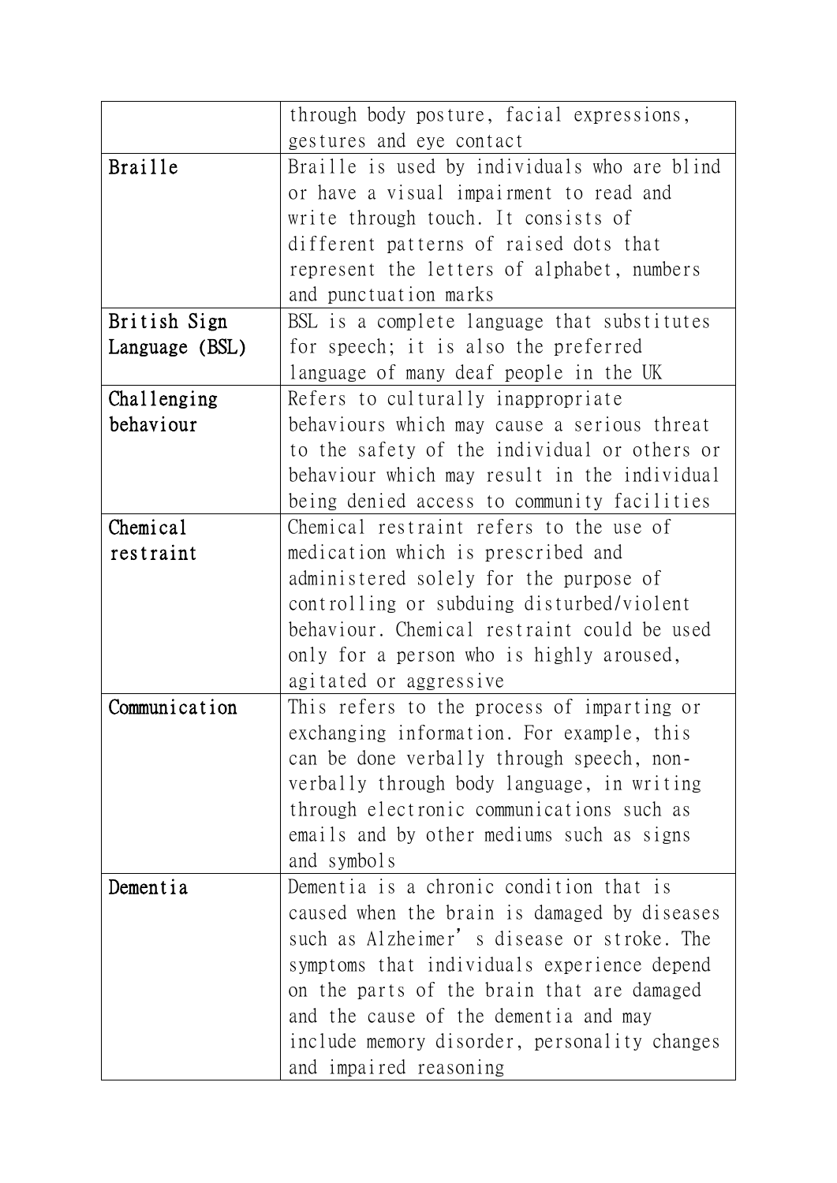| | |
|---|---|
| | through body posture, facial expressions, gestures and eye contact |
| Braille | Braille is used by individuals who are blind or have a visual impairment to read and write through touch. It consists of different patterns of raised dots that represent the letters of alphabet, numbers and punctuation marks |
| British Sign Language (BSL) | BSL is a complete language that substitutes for speech; it is also the preferred language of many deaf people in the UK |
| Challenging behaviour | Refers to culturally inappropriate behaviours which may cause a serious threat to the safety of the individual or others or behaviour which may result in the individual being denied access to community facilities |
| Chemical restraint | Chemical restraint refers to the use of medication which is prescribed and administered solely for the purpose of controlling or subduing disturbed/violent behaviour. Chemical restraint could be used only for a person who is highly aroused, agitated or aggressive |
| Communication | This refers to the process of imparting or exchanging information. For example, this can be done verbally through speech, non-verbally through body language, in writing through electronic communications such as emails and by other mediums such as signs and symbols |
| Dementia | Dementia is a chronic condition that is caused when the brain is damaged by diseases such as Alzheimer's disease or stroke. The symptoms that individuals experience depend on the parts of the brain that are damaged and the cause of the dementia and may include memory disorder, personality changes and impaired reasoning |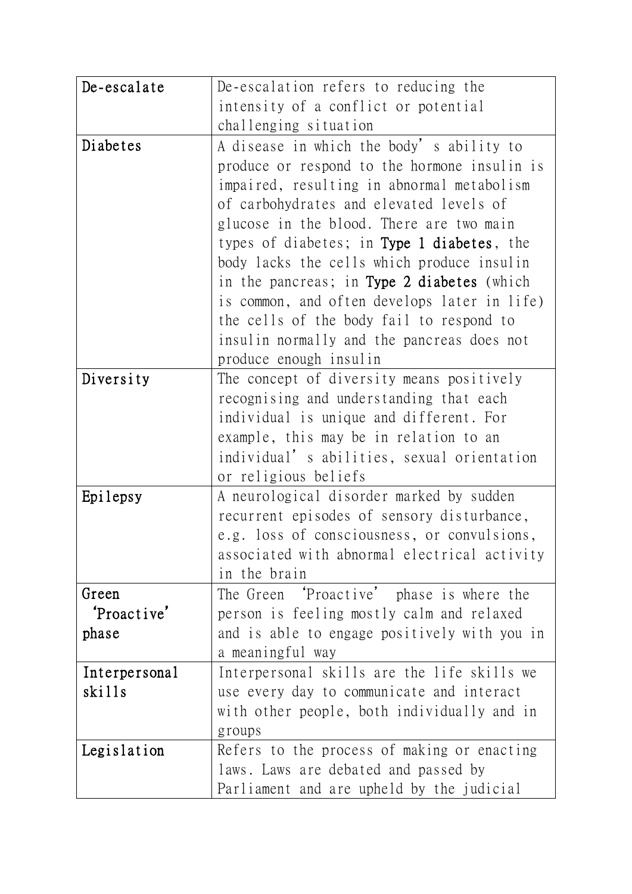| | |
|---|---|
| De-escalate | De-escalation refers to reducing the intensity of a conflict or potential challenging situation |
| Diabetes | A disease in which the body's ability to produce or respond to the hormone insulin is impaired, resulting in abnormal metabolism of carbohydrates and elevated levels of glucose in the blood. There are two main types of diabetes; in **Type 1 diabetes**, the body lacks the cells which produce insulin in the pancreas; in **Type 2 diabetes** (which is common, and often develops later in life) the cells of the body fail to respond to insulin normally and the pancreas does not produce enough insulin |
| Diversity | The concept of diversity means positively recognising and understanding that each individual is unique and different. For example, this may be in relation to an individual's abilities, sexual orientation or religious beliefs |
| Epilepsy | A neurological disorder marked by sudden recurrent episodes of sensory disturbance, e.g. loss of consciousness, or convulsions, associated with abnormal electrical activity in the brain |
| Green 'Proactive' phase | The Green 'Proactive' phase is where the person is feeling mostly calm and relaxed and is able to engage positively with you in a meaningful way |
| Interpersonal skills | Interpersonal skills are the life skills we use every day to communicate and interact with other people, both individually and in groups |
| Legislation | Refers to the process of making or enacting laws. Laws are debated and passed by Parliament and are upheld by the judicial |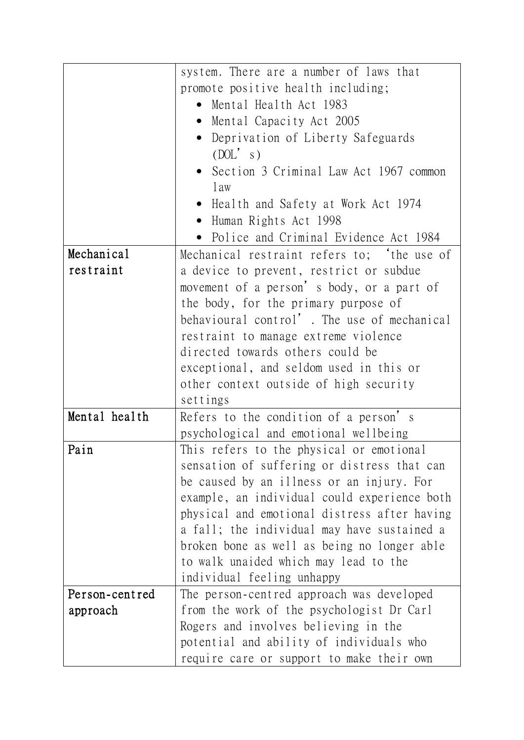| | |
|---|---|
| | system. There are a number of laws that promote positive health including;<br>• Mental Health Act 1983<br>• Mental Capacity Act 2005<br>• Deprivation of Liberty Safeguards (DOL’s)<br>• Section 3 Criminal Law Act 1967 common law<br>• Health and Safety at Work Act 1974<br>• Human Rights Act 1998<br>• Police and Criminal Evidence Act 1984 |
| Mechanical restraint | Mechanical restraint refers to; ‘the use of a device to prevent, restrict or subdue movement of a person’s body, or a part of the body, for the primary purpose of behavioural control’. The use of mechanical restraint to manage extreme violence directed towards others could be exceptional, and seldom used in this or other context outside of high security settings |
| Mental health | Refers to the condition of a person’s psychological and emotional wellbeing |
| Pain | This refers to the physical or emotional sensation of suffering or distress that can be caused by an illness or an injury. For example, an individual could experience both physical and emotional distress after having a fall; the individual may have sustained a broken bone as well as being no longer able to walk unaided which may lead to the individual feeling unhappy |
| Person-centred approach | The person-centred approach was developed from the work of the psychologist Dr Carl Rogers and involves believing in the potential and ability of individuals who require care or support to make their own |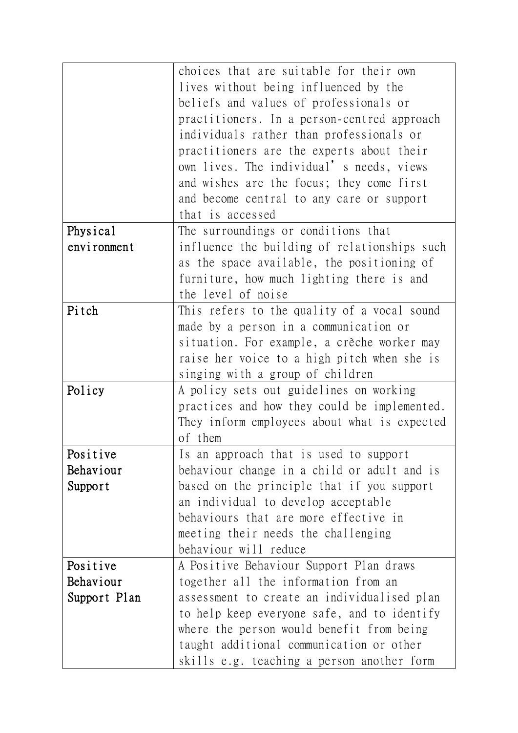| | |
|---|---|
| | choices that are suitable for their own lives without being influenced by the beliefs and values of professionals or practitioners. In a person-centred approach individuals rather than professionals or practitioners are the experts about their own lives. The individual's needs, views and wishes are the focus; they come first and become central to any care or support that is accessed |
| Physical environment | The surroundings or conditions that influence the building of relationships such as the space available, the positioning of furniture, how much lighting there is and the level of noise |
| Pitch | This refers to the quality of a vocal sound made by a person in a communication or situation. For example, a crèche worker may raise her voice to a high pitch when she is singing with a group of children |
| Policy | A policy sets out guidelines on working practices and how they could be implemented. They inform employees about what is expected of them |
| Positive Behaviour Support | Is an approach that is used to support behaviour change in a child or adult and is based on the principle that if you support an individual to develop acceptable behaviours that are more effective in meeting their needs the challenging behaviour will reduce |
| Positive Behaviour Support Plan | A Positive Behaviour Support Plan draws together all the information from an assessment to create an individualised plan to help keep everyone safe, and to identify where the person would benefit from being taught additional communication or other skills e.g. teaching a person another form |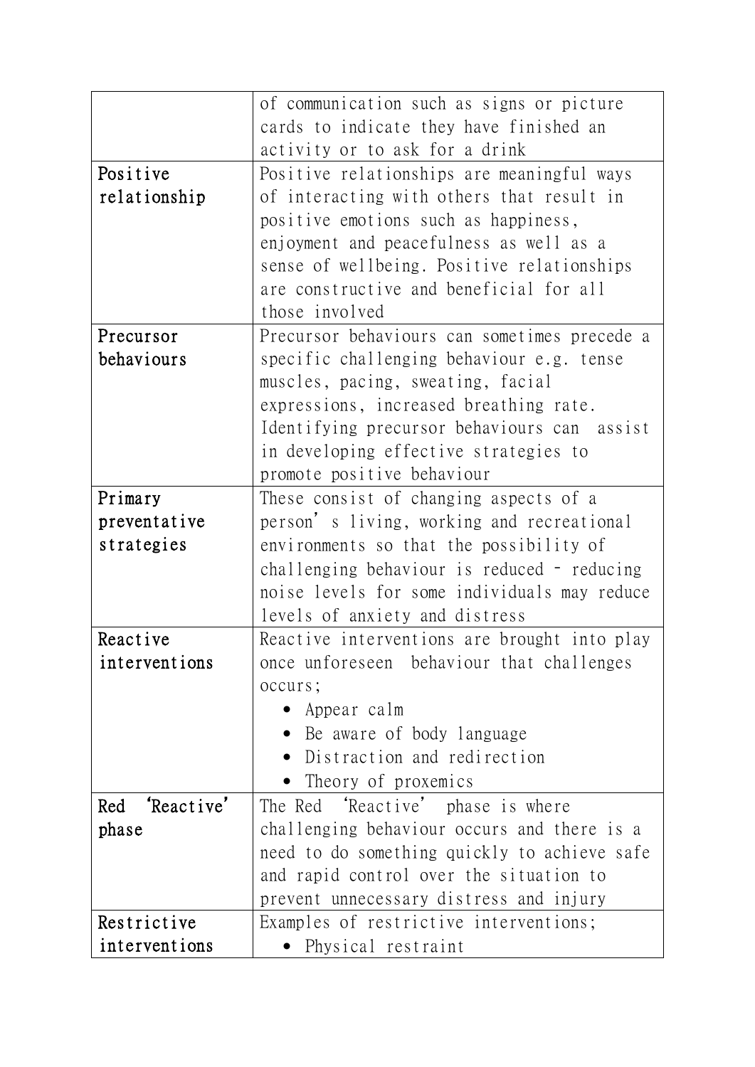| | |
|---|---|
| | of communication such as signs or picture cards to indicate they have finished an activity or to ask for a drink |
| Positive relationship | Positive relationships are meaningful ways of interacting with others that result in positive emotions such as happiness, enjoyment and peacefulness as well as a sense of wellbeing. Positive relationships are constructive and beneficial for all those involved |
| Precursor behaviours | Precursor behaviours can sometimes precede a specific challenging behaviour e.g. tense muscles, pacing, sweating, facial expressions, increased breathing rate. Identifying precursor behaviours can assist in developing effective strategies to promote positive behaviour |
| Primary preventative strategies | These consist of changing aspects of a person's living, working and recreational environments so that the possibility of challenging behaviour is reduced – reducing noise levels for some individuals may reduce levels of anxiety and distress |
| Reactive interventions | Reactive interventions are brought into play once unforeseen behaviour that challenges occurs; <br>• Appear calm <br>• Be aware of body language <br>• Distraction and redirection <br>• Theory of proxemics |
| Red 'Reactive' phase | The Red 'Reactive' phase is where challenging behaviour occurs and there is a need to do something quickly to achieve safe and rapid control over the situation to prevent unnecessary distress and injury |
| Restrictive interventions | Examples of restrictive interventions; <br>• Physical restraint |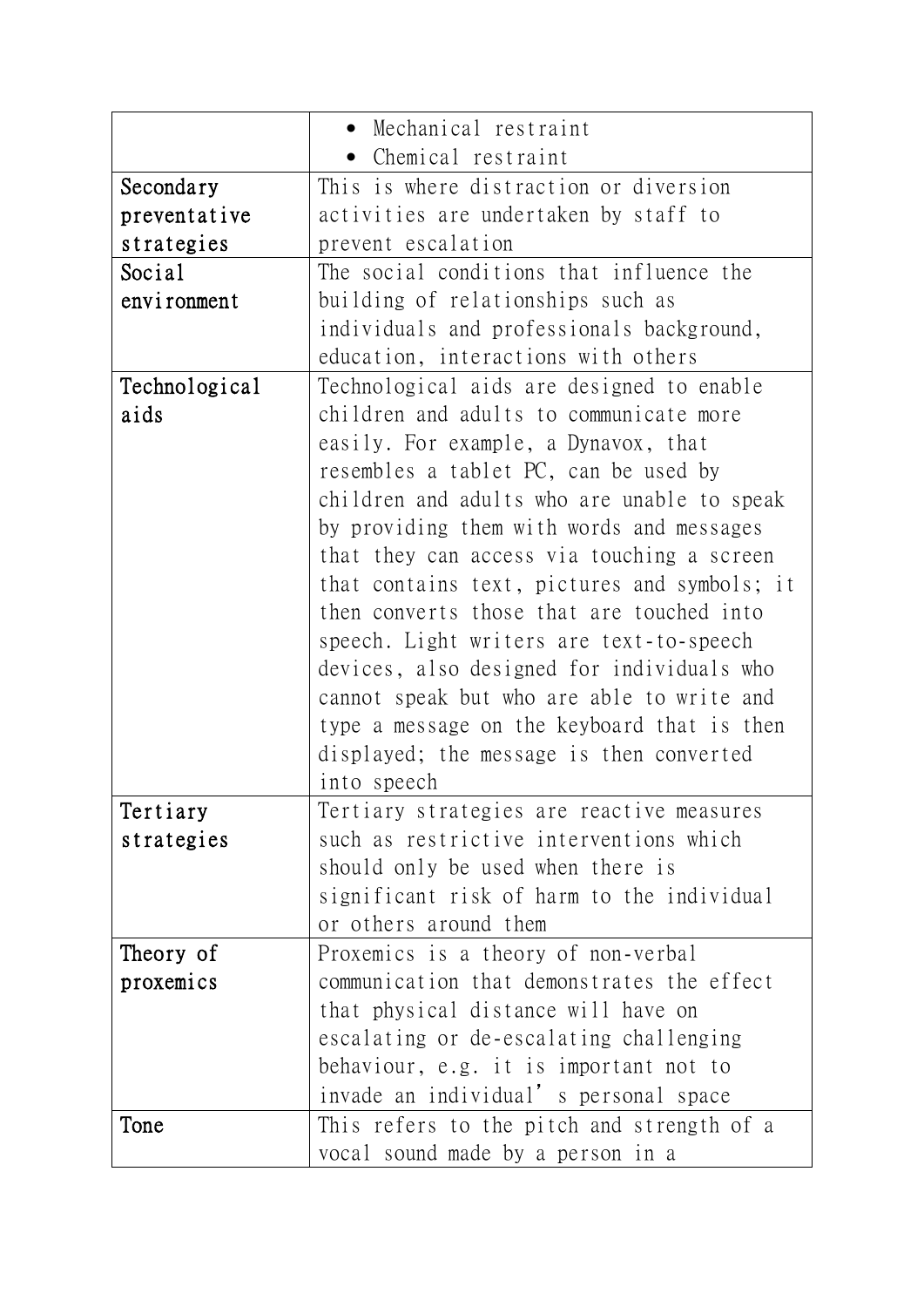| | |
|---|---|
| | • Mechanical restraint<br>• Chemical restraint |
| Secondary preventative strategies | This is where distraction or diversion activities are undertaken by staff to prevent escalation |
| Social environment | The social conditions that influence the building of relationships such as individuals and professionals background, education, interactions with others |
| Technological aids | Technological aids are designed to enable children and adults to communicate more easily. For example, a Dynavox, that resembles a tablet PC, can be used by children and adults who are unable to speak by providing them with words and messages that they can access via touching a screen that contains text, pictures and symbols; it then converts those that are touched into speech. Light writers are text-to-speech devices, also designed for individuals who cannot speak but who are able to write and type a message on the keyboard that is then displayed; the message is then converted into speech |
| Tertiary strategies | Tertiary strategies are reactive measures such as restrictive interventions which should only be used when there is significant risk of harm to the individual or others around them |
| Theory of proxemics | Proxemics is a theory of non-verbal communication that demonstrates the effect that physical distance will have on escalating or de-escalating challenging behaviour, e.g. it is important not to invade an individual's personal space |
| Tone | This refers to the pitch and strength of a vocal sound made by a person in a |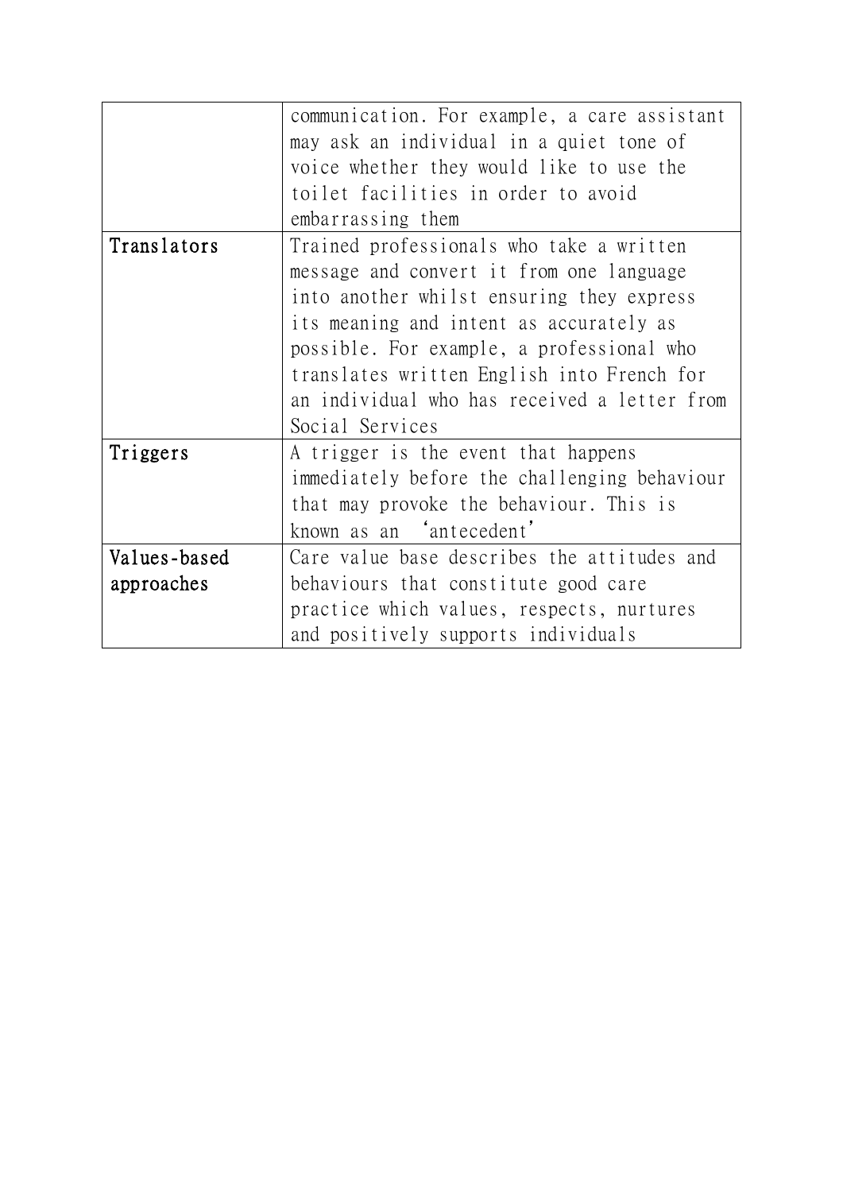| | |
|---|---|
| | communication. For example, a care assistant may ask an individual in a quiet tone of voice whether they would like to use the toilet facilities in order to avoid embarrassing them |
| **Translators** | Trained professionals who take a written message and convert it from one language into another whilst ensuring they express its meaning and intent as accurately as possible. For example, a professional who translates written English into French for an individual who has received a letter from Social Services |
| **Triggers** | A trigger is the event that happens immediately before the challenging behaviour that may provoke the behaviour. This is known as an 'antecedent' |
| **Values-based approaches** | Care value base describes the attitudes and behaviours that constitute good care practice which values, respects, nurtures and positively supports individuals |